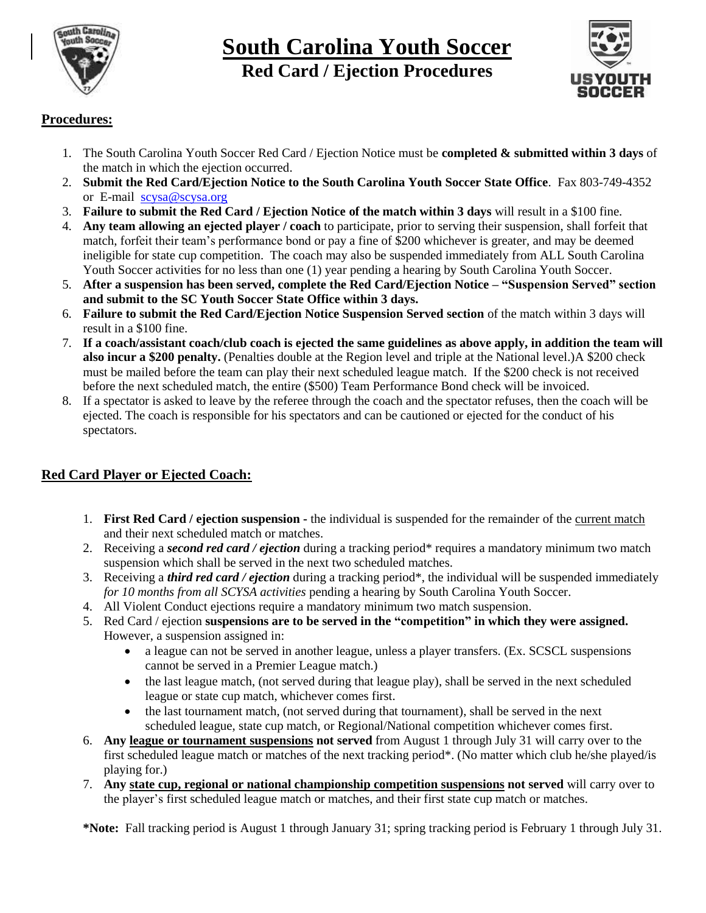# South Carolina Youth Soccer

## Red Card / Ejection Procedures

### Procedures:

1. The South Carolina Youth Soccer Red Card / Ejection Notice must be **completed & submitted within 3 days** of the match in which the ejection occurred.
2. **Submit the Red Card/Ejection Notice to the South Carolina Youth Soccer State Office**. Fax 803-749-4352 or E-mail scysa@scysa.org
3. **Failure to submit the Red Card / Ejection Notice of the match within 3 days** will result in a $100 fine.
4. **Any team allowing an ejected player / coach** to participate, prior to serving their suspension, shall forfeit that match, forfeit their team's performance bond or pay a fine of $200 whichever is greater, and may be deemed ineligible for state cup competition. The coach may also be suspended immediately from ALL South Carolina Youth Soccer activities for no less than one (1) year pending a hearing by South Carolina Youth Soccer.
5. **After a suspension has been served, complete the Red Card/Ejection Notice – "Suspension Served" section and submit to the SC Youth Soccer State Office within 3 days.**
6. **Failure to submit the Red Card/Ejection Notice Suspension Served section** of the match within 3 days will result in a $100 fine.
7. **If a coach/assistant coach/club coach is ejected the same guidelines as above apply, in addition the team will also incur a $200 penalty.** (Penalties double at the Region level and triple at the National level.)A $200 check must be mailed before the team can play their next scheduled league match. If the $200 check is not received before the next scheduled match, the entire ($500) Team Performance Bond check will be invoiced.
8. If a spectator is asked to leave by the referee through the coach and the spectator refuses, then the coach will be ejected. The coach is responsible for his spectators and can be cautioned or ejected for the conduct of his spectators.

### Red Card Player or Ejected Coach:

1. **First Red Card / ejection suspension -** the individual is suspended for the remainder of the current match and their next scheduled match or matches.
2. Receiving a ***second red card / ejection*** during a tracking period* requires a mandatory minimum two match suspension which shall be served in the next two scheduled matches.
3. Receiving a ***third red card / ejection*** during a tracking period*, the individual will be suspended immediately *for 10 months from all SCYSA activities* pending a hearing by South Carolina Youth Soccer.
4. All Violent Conduct ejections require a mandatory minimum two match suspension.
5. Red Card / ejection **suspensions are to be served in the "competition" in which they were assigned.** However, a suspension assigned in:
   - a league can not be served in another league, unless a player transfers. (Ex. SCSCL suspensions cannot be served in a Premier League match.)
   - the last league match, (not served during that league play), shall be served in the next scheduled league or state cup match, whichever comes first.
   - the last tournament match, (not served during that tournament), shall be served in the next scheduled league, state cup match, or Regional/National competition whichever comes first.
6. **Any league or tournament suspensions not served** from August 1 through July 31 will carry over to the first scheduled league match or matches of the next tracking period*. (No matter which club he/she played/is playing for.)
7. **Any state cup, regional or national championship competition suspensions not served** will carry over to the player's first scheduled league match or matches, and their first state cup match or matches.

***Note:** Fall tracking period is August 1 through January 31; spring tracking period is February 1 through July 31.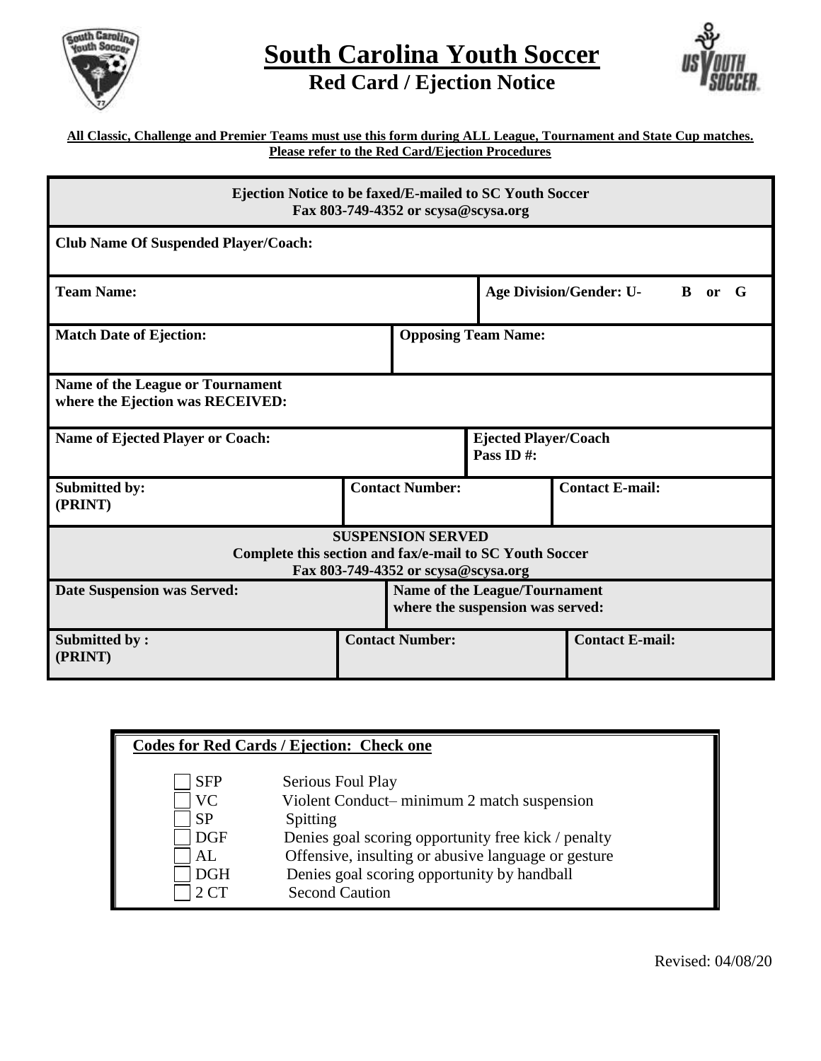# South Carolina Youth Soccer

## Red Card / Ejection Notice

**All Classic, Challenge and Premier Teams must use this form during ALL League, Tournament and State Cup matches.**
**Please refer to the Red Card/Ejection Procedures**

| | | |
|---|---|---|
| **Ejection Notice to be faxed/E-mailed to SC Youth Soccer**<br>**Fax 803-749-4352 or scysa@scysa.org** | | |
| **Club Name Of Suspended Player/Coach:** | | |
| **Team Name:** | | **Age Division/Gender: U- B or G** |
| **Match Date of Ejection:** | **Opposing Team Name:** | |
| **Name of the League or Tournament where the Ejection was RECEIVED:** | | |
| **Name of Ejected Player or Coach:** | | **Ejected Player/Coach Pass ID #:** |
| **Submitted by: (PRINT)** | **Contact Number:** | **Contact E-mail:** |
| **SUSPENSION SERVED**<br>**Complete this section and fax/e-mail to SC Youth Soccer**<br>**Fax 803-749-4352 or scysa@scysa.org** | | |
| **Date Suspension was Served:** | **Name of the League/Tournament where the suspension was served:** | |
| **Submitted by : (PRINT)** | **Contact Number:** | **Contact E-mail:** |

**Codes for Red Cards / Ejection: Check one**

- ☐ SFP — Serious Foul Play
- ☐ VC — Violent Conduct– minimum 2 match suspension
- ☐ SP — Spitting
- ☐ DGF — Denies goal scoring opportunity free kick / penalty
- ☐ AL — Offensive, insulting or abusive language or gesture
- ☐ DGH — Denies goal scoring opportunity by handball
- ☐ 2 CT — Second Caution

Revised: 04/08/20